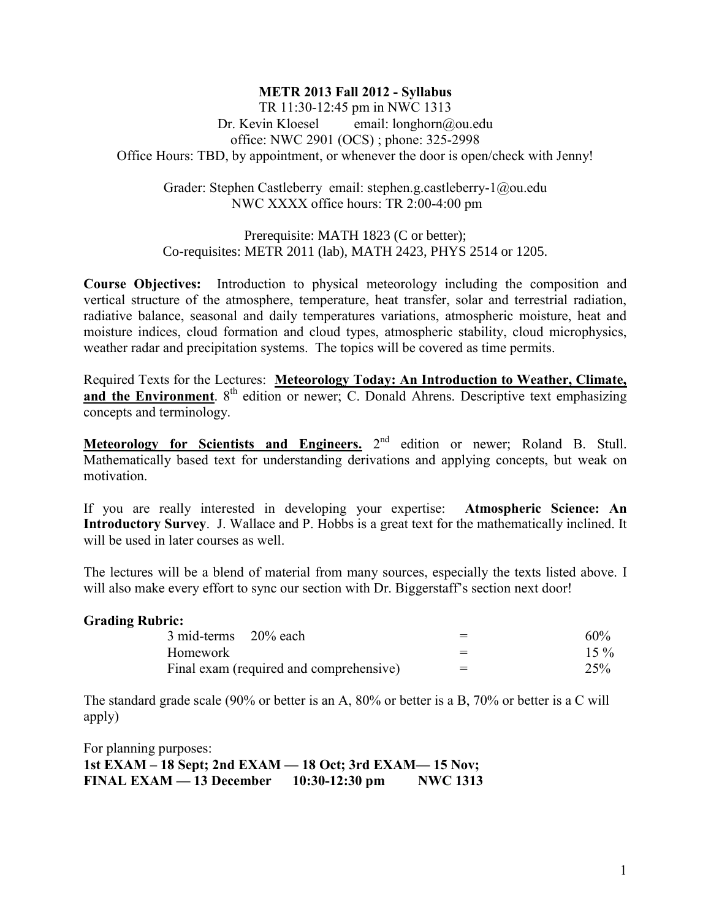**METR 2013 Fall 2012 - Syllabus**

TR 11:30-12:45 pm in NWC 1313
Dr. Kevin Kloesel email: longhorn@ou.edu
office: NWC 2901 (OCS) ; phone: 325-2998
Office Hours: TBD, by appointment, or whenever the door is open/check with Jenny!

Grader: Stephen Castleberry email: stephen.g.castleberry-1@ou.edu
NWC XXXX office hours: TR 2:00-4:00 pm

Prerequisite: MATH 1823 (C or better);
Co-requisites: METR 2011 (lab), MATH 2423, PHYS 2514 or 1205.

**Course Objectives:** Introduction to physical meteorology including the composition and vertical structure of the atmosphere, temperature, heat transfer, solar and terrestrial radiation, radiative balance, seasonal and daily temperatures variations, atmospheric moisture, heat and moisture indices, cloud formation and cloud types, atmospheric stability, cloud microphysics, weather radar and precipitation systems. The topics will be covered as time permits.

Required Texts for the Lectures: **Meteorology Today: An Introduction to Weather, Climate, and the Environment**. 8th edition or newer; C. Donald Ahrens. Descriptive text emphasizing concepts and terminology.

**Meteorology for Scientists and Engineers.** 2nd edition or newer; Roland B. Stull. Mathematically based text for understanding derivations and applying concepts, but weak on motivation.

If you are really interested in developing your expertise: **Atmospheric Science: An Introductory Survey**. J. Wallace and P. Hobbs is a great text for the mathematically inclined. It will be used in later courses as well.

The lectures will be a blend of material from many sources, especially the texts listed above. I will also make every effort to sync our section with Dr. Biggerstaff's section next door!

**Grading Rubric:**

| | | |
|---|---|---|
| 3 mid-terms 20% each | = | 60% |
| Homework | = | 15 % |
| Final exam (required and comprehensive) | = | 25% |

The standard grade scale (90% or better is an A, 80% or better is a B, 70% or better is a C will apply)

For planning purposes:
**1st EXAM – 18 Sept; 2nd EXAM — 18 Oct; 3rd EXAM— 15 Nov;**
**FINAL EXAM — 13 December 10:30-12:30 pm NWC 1313**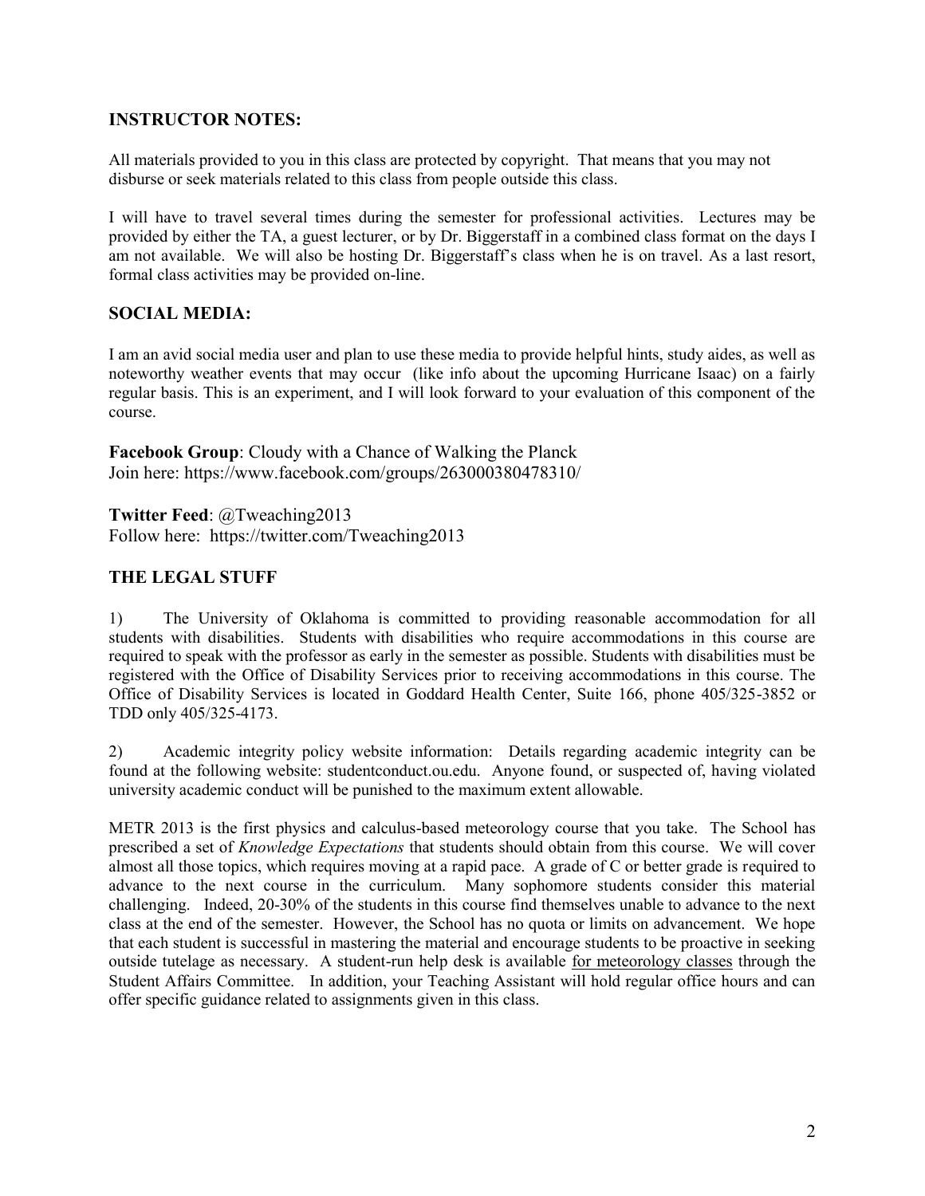## INSTRUCTOR NOTES:

All materials provided to you in this class are protected by copyright. That means that you may not disburse or seek materials related to this class from people outside this class.

I will have to travel several times during the semester for professional activities. Lectures may be provided by either the TA, a guest lecturer, or by Dr. Biggerstaff in a combined class format on the days I am not available. We will also be hosting Dr. Biggerstaff's class when he is on travel. As a last resort, formal class activities may be provided on-line.

## SOCIAL MEDIA:

I am an avid social media user and plan to use these media to provide helpful hints, study aides, as well as noteworthy weather events that may occur (like info about the upcoming Hurricane Isaac) on a fairly regular basis. This is an experiment, and I will look forward to your evaluation of this component of the course.

**Facebook Group**: Cloudy with a Chance of Walking the Planck
Join here: https://www.facebook.com/groups/263000380478310/

**Twitter Feed**: @Tweaching2013
Follow here: https://twitter.com/Tweaching2013

## THE LEGAL STUFF

1) The University of Oklahoma is committed to providing reasonable accommodation for all students with disabilities. Students with disabilities who require accommodations in this course are required to speak with the professor as early in the semester as possible. Students with disabilities must be registered with the Office of Disability Services prior to receiving accommodations in this course. The Office of Disability Services is located in Goddard Health Center, Suite 166, phone 405/325-3852 or TDD only 405/325-4173.

2) Academic integrity policy website information: Details regarding academic integrity can be found at the following website: studentconduct.ou.edu. Anyone found, or suspected of, having violated university academic conduct will be punished to the maximum extent allowable.

METR 2013 is the first physics and calculus-based meteorology course that you take. The School has prescribed a set of *Knowledge Expectations* that students should obtain from this course. We will cover almost all those topics, which requires moving at a rapid pace. A grade of C or better grade is required to advance to the next course in the curriculum. Many sophomore students consider this material challenging. Indeed, 20-30% of the students in this course find themselves unable to advance to the next class at the end of the semester. However, the School has no quota or limits on advancement. We hope that each student is successful in mastering the material and encourage students to be proactive in seeking outside tutelage as necessary. A student-run help desk is available for meteorology classes through the Student Affairs Committee. In addition, your Teaching Assistant will hold regular office hours and can offer specific guidance related to assignments given in this class.